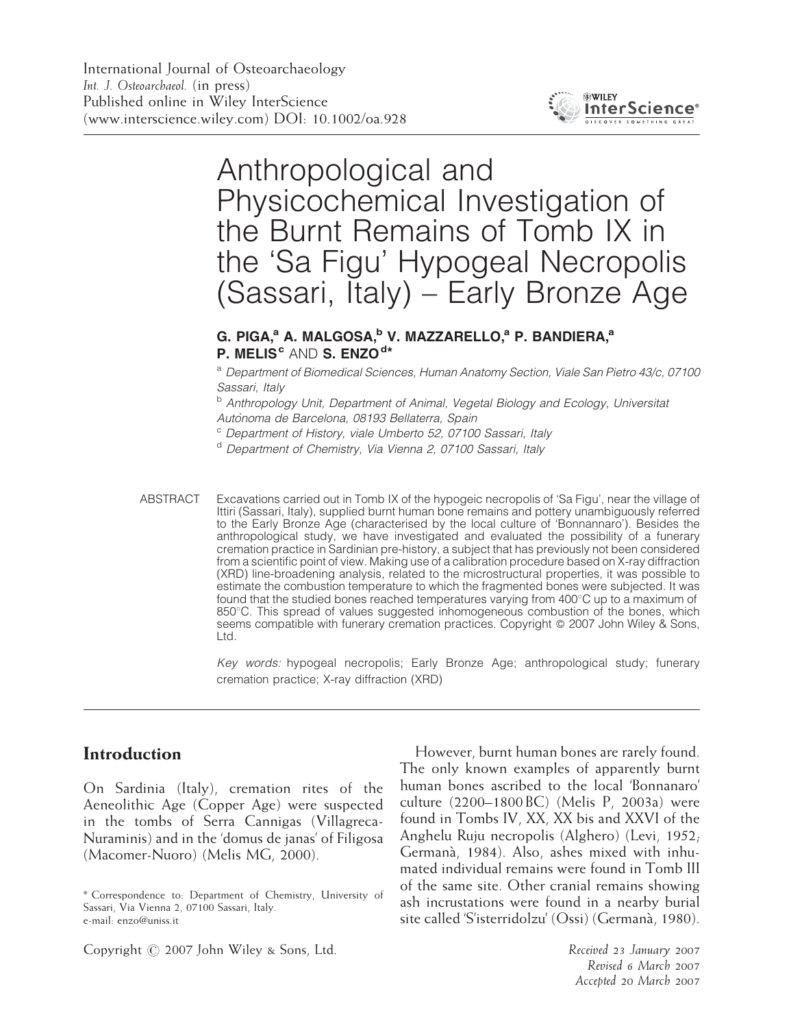# Anthropological and Physicochemical Investigation of the Burnt Remains of Tomb IX in the 'Sa Figu' Hypogeal Necropolis (Sassari, Italy) – Early Bronze Age

**G. PIGA,[a] A. MALGOSA,[b] V. MAZZARELLO,[a] P. BANDIERA,[a] P. MELIS[c] AND S. ENZO[d*]**

[a] *Department of Biomedical Sciences, Human Anatomy Section, Viale San Pietro 43/c, 07100 Sassari, Italy*

[b] *Anthropology Unit, Department of Animal, Vegetal Biology and Ecology, Universitat Autònoma de Barcelona, 08193 Bellaterra, Spain*

[c] *Department of History, viale Umberto 52, 07100 Sassari, Italy*

[d] *Department of Chemistry, Via Vienna 2, 07100 Sassari, Italy*

ABSTRACT Excavations carried out in Tomb IX of the hypogeic necropolis of 'Sa Figu', near the village of Ittiri (Sassari, Italy), supplied burnt human bone remains and pottery unambiguously referred to the Early Bronze Age (characterised by the local culture of 'Bonnannaro'). Besides the anthropological study, we have investigated and evaluated the possibility of a funerary cremation practice in Sardinian pre-history, a subject that has previously not been considered from a scientific point of view. Making use of a calibration procedure based on X-ray diffraction (XRD) line-broadening analysis, related to the microstructural properties, it was possible to estimate the combustion temperature to which the fragmented bones were subjected. It was found that the studied bones reached temperatures varying from 400°C up to a maximum of 850°C. This spread of values suggested inhomogeneous combustion of the bones, which seems compatible with funerary cremation practices. Copyright © 2007 John Wiley & Sons, Ltd.

*Key words:* hypogeal necropolis; Early Bronze Age; anthropological study; funerary cremation practice; X-ray diffraction (XRD)

## Introduction

On Sardinia (Italy), cremation rites of the Aeneolithic Age (Copper Age) were suspected in the tombs of Serra Cannigas (Villagreca-Nuraminis) and in the 'domus de janas' of Filigosa (Macomer-Nuoro) (Melis MG, 2000).

However, burnt human bones are rarely found. The only known examples of apparently burnt human bones ascribed to the local 'Bonnanaro' culture (2200–1800 BC) (Melis P, 2003a) were found in Tombs IV, XX, XX bis and XXVI of the Anghelu Ruju necropolis (Alghero) (Levi, 1952; Germanà, 1984). Also, ashes mixed with inhumated individual remains were found in Tomb III of the same site. Other cranial remains showing ash incrustations were found in a nearby burial site called 'S'isterridolzu' (Ossi) (Germanà, 1980).

\* Correspondence to: Department of Chemistry, University of Sassari, Via Vienna 2, 07100 Sassari, Italy.
e-mail: enzo@uniss.it

Copyright © 2007 John Wiley & Sons, Ltd.

*Received 23 January 2007*
*Revised 6 March 2007*
*Accepted 20 March 2007*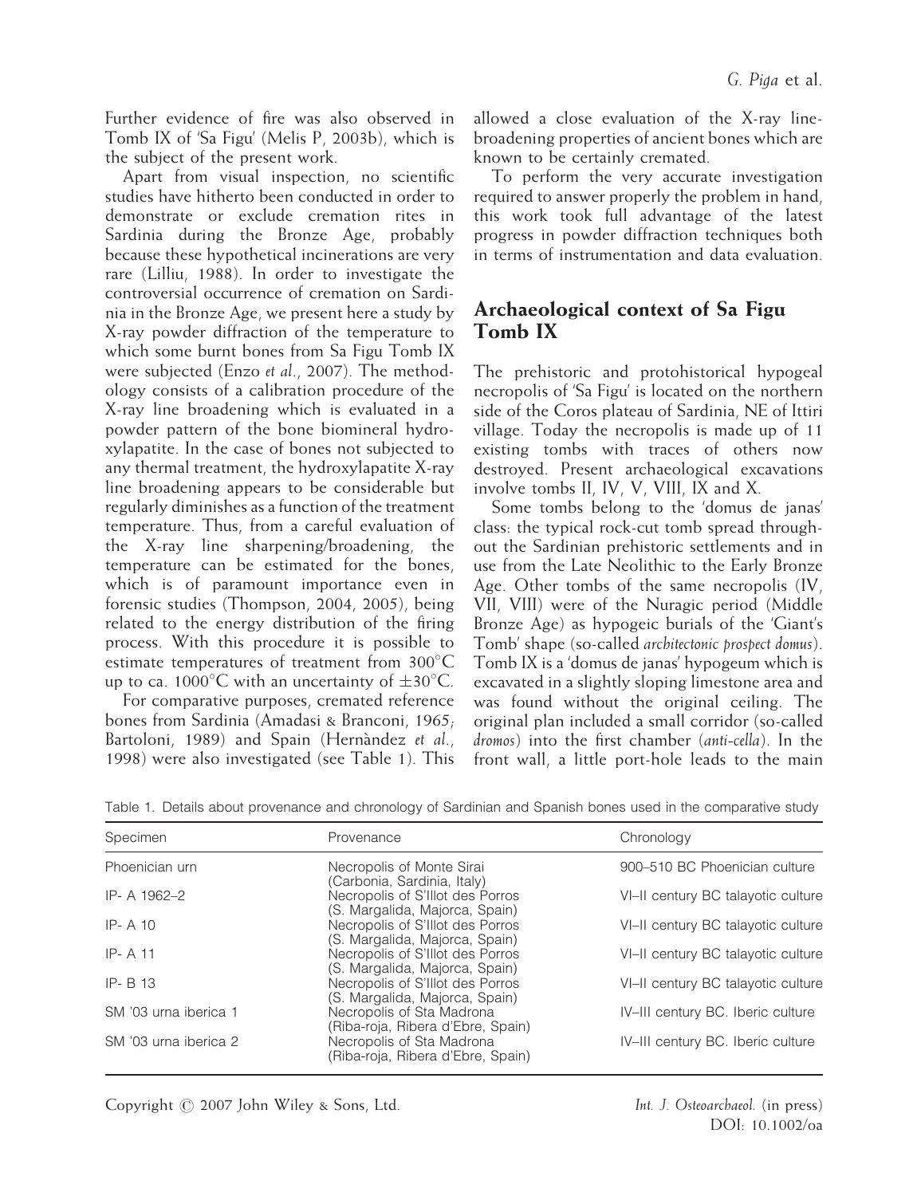Further evidence of fire was also observed in Tomb IX of 'Sa Figu' (Melis P, 2003b), which is the subject of the present work.

Apart from visual inspection, no scientific studies have hitherto been conducted in order to demonstrate or exclude cremation rites in Sardinia during the Bronze Age, probably because these hypothetical incinerations are very rare (Lilliu, 1988). In order to investigate the controversial occurrence of cremation on Sardinia in the Bronze Age, we present here a study by X-ray powder diffraction of the temperature to which some burnt bones from Sa Figu Tomb IX were subjected (Enzo *et al.*, 2007). The methodology consists of a calibration procedure of the X-ray line broadening which is evaluated in a powder pattern of the bone biomineral hydroxylapatite. In the case of bones not subjected to any thermal treatment, the hydroxylapatite X-ray line broadening appears to be considerable but regularly diminishes as a function of the treatment temperature. Thus, from a careful evaluation of the X-ray line sharpening/broadening, the temperature can be estimated for the bones, which is of paramount importance even in forensic studies (Thompson, 2004, 2005), being related to the energy distribution of the firing process. With this procedure it is possible to estimate temperatures of treatment from 300°C up to ca. 1000°C with an uncertainty of ±30°C.

For comparative purposes, cremated reference bones from Sardinia (Amadasi & Branconi, 1965; Bartoloni, 1989) and Spain (Hernàndez *et al.*, 1998) were also investigated (see Table 1). This allowed a close evaluation of the X-ray line-broadening properties of ancient bones which are known to be certainly cremated.

To perform the very accurate investigation required to answer properly the problem in hand, this work took full advantage of the latest progress in powder diffraction techniques both in terms of instrumentation and data evaluation.

## Archaeological context of Sa Figu Tomb IX

The prehistoric and protohistorical hypogeal necropolis of 'Sa Figu' is located on the northern side of the Coros plateau of Sardinia, NE of Ittiri village. Today the necropolis is made up of 11 existing tombs with traces of others now destroyed. Present archaeological excavations involve tombs II, IV, V, VIII, IX and X.

Some tombs belong to the 'domus de janas' class: the typical rock-cut tomb spread throughout the Sardinian prehistoric settlements and in use from the Late Neolithic to the Early Bronze Age. Other tombs of the same necropolis (IV, VII, VIII) were of the Nuragic period (Middle Bronze Age) as hypogeic burials of the 'Giant's Tomb' shape (so-called *architectonic prospect domus*). Tomb IX is a 'domus de janas' hypogeum which is excavated in a slightly sloping limestone area and was found without the original ceiling. The original plan included a small corridor (so-called *dromos*) into the first chamber (*anti-cella*). In the front wall, a little port-hole leads to the main

Table 1. Details about provenance and chronology of Sardinian and Spanish bones used in the comparative study

| Specimen | Provenance | Chronology |
|---|---|---|
| Phoenician urn | Necropolis of Monte Sirai (Carbonia, Sardinia, Italy) | 900–510 BC Phoenician culture |
| IP- A 1962–2 | Necropolis of S'Illot des Porros (S. Margalida, Majorca, Spain) | VI–II century BC talayotic culture |
| IP- A 10 | Necropolis of S'Illot des Porros (S. Margalida, Majorca, Spain) | VI–II century BC talayotic culture |
| IP- A 11 | Necropolis of S'Illot des Porros (S. Margalida, Majorca, Spain) | VI–II century BC talayotic culture |
| IP- B 13 | Necropolis of S'Illot des Porros (S. Margalida, Majorca, Spain) | VI–II century BC talayotic culture |
| SM '03 urna iberica 1 | Necropolis of Sta Madrona (Riba-roja, Ribera d'Ebre, Spain) | IV–III century BC. Iberic culture |
| SM '03 urna iberica 2 | Necropolis of Sta Madrona (Riba-roja, Ribera d'Ebre, Spain) | IV–III century BC. Iberic culture |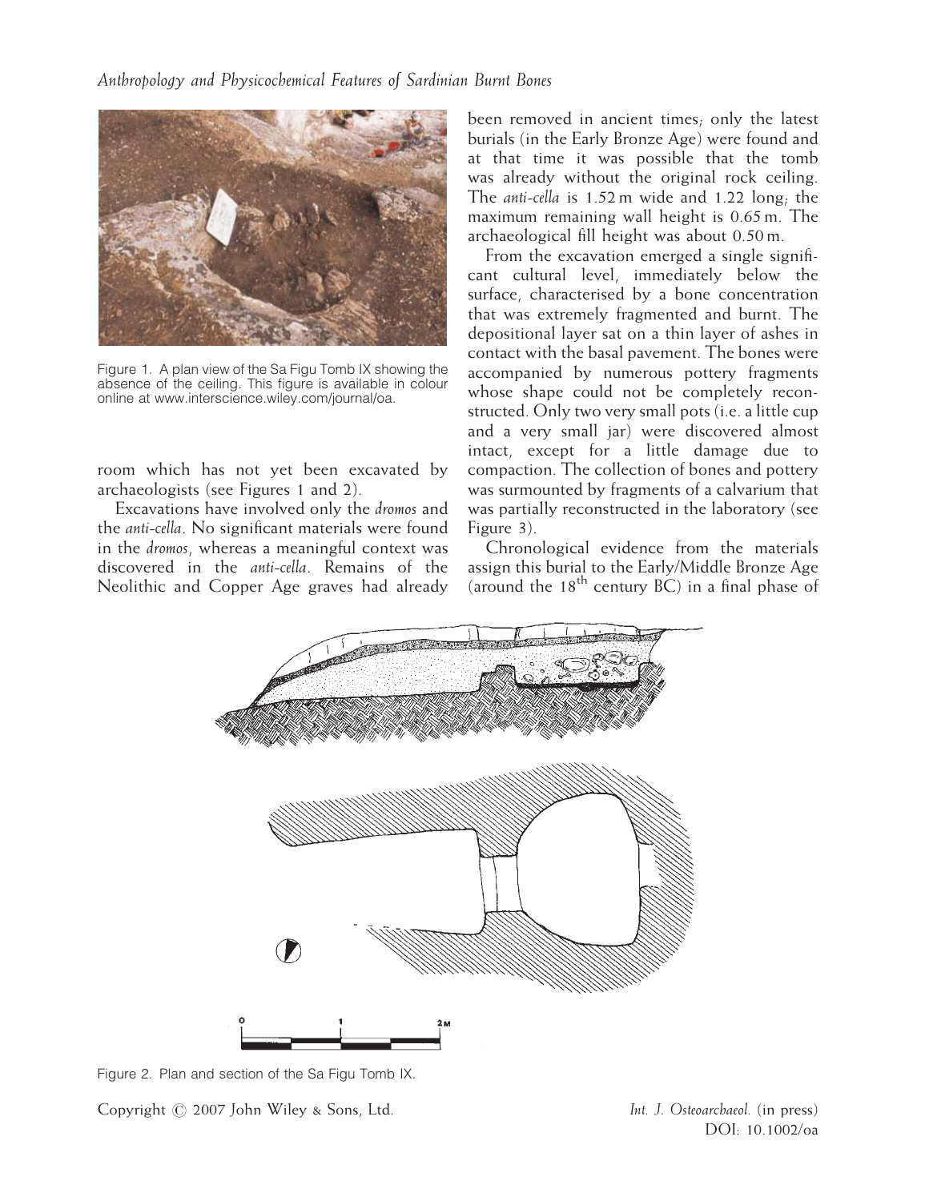Figure 1. A plan view of the Sa Figu Tomb IX showing the absence of the ceiling. This figure is available in colour online at www.interscience.wiley.com/journal/oa.

room which has not yet been excavated by archaeologists (see Figures 1 and 2).

Excavations have involved only the *dromos* and the *anti-cella*. No significant materials were found in the *dromos*, whereas a meaningful context was discovered in the *anti-cella*. Remains of the Neolithic and Copper Age graves had already been removed in ancient times; only the latest burials (in the Early Bronze Age) were found and at that time it was possible that the tomb was already without the original rock ceiling. The *anti-cella* is 1.52 m wide and 1.22 long; the maximum remaining wall height is 0.65 m. The archaeological fill height was about 0.50 m.

From the excavation emerged a single significant cultural level, immediately below the surface, characterised by a bone concentration that was extremely fragmented and burnt. The depositional layer sat on a thin layer of ashes in contact with the basal pavement. The bones were accompanied by numerous pottery fragments whose shape could not be completely reconstructed. Only two very small pots (i.e. a little cup and a very small jar) were discovered almost intact, except for a little damage due to compaction. The collection of bones and pottery was surmounted by fragments of a calvarium that was partially reconstructed in the laboratory (see Figure 3).

Chronological evidence from the materials assign this burial to the Early/Middle Bronze Age (around the 18$^{th}$ century BC) in a final phase of

Figure 2. Plan and section of the Sa Figu Tomb IX.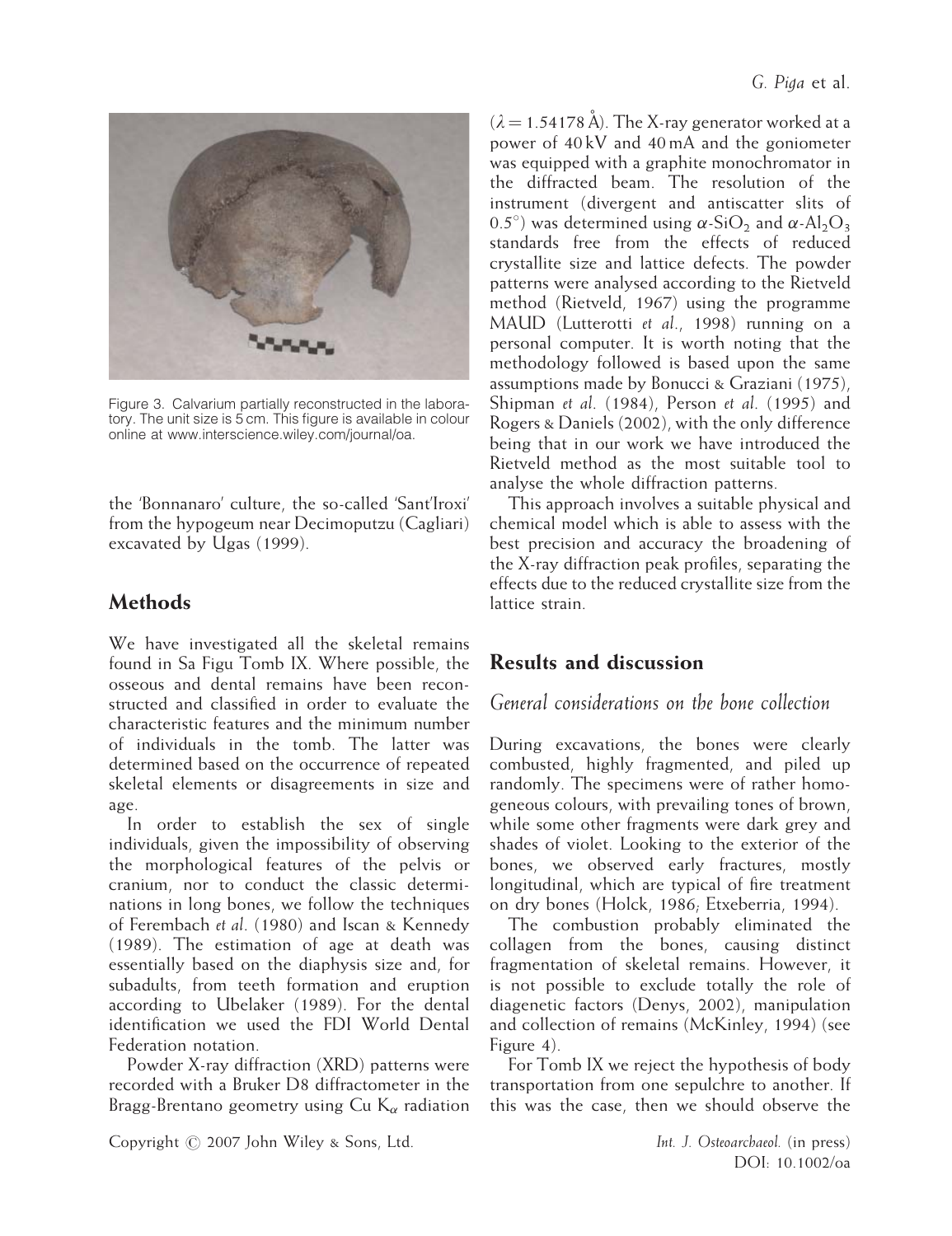Figure 3. Calvarium partially reconstructed in the laboratory. The unit size is 5 cm. This figure is available in colour online at www.interscience.wiley.com/journal/oa.

the 'Bonnanaro' culture, the so-called 'Sant'Iroxi' from the hypogeum near Decimoputzu (Cagliari) excavated by Ugas (1999).

## Methods

We have investigated all the skeletal remains found in Sa Figu Tomb IX. Where possible, the osseous and dental remains have been reconstructed and classified in order to evaluate the characteristic features and the minimum number of individuals in the tomb. The latter was determined based on the occurrence of repeated skeletal elements or disagreements in size and age.

In order to establish the sex of single individuals, given the impossibility of observing the morphological features of the pelvis or cranium, nor to conduct the classic determinations in long bones, we follow the techniques of Ferembach *et al.* (1980) and Iscan & Kennedy (1989). The estimation of age at death was essentially based on the diaphysis size and, for subadults, from teeth formation and eruption according to Ubelaker (1989). For the dental identification we used the FDI World Dental Federation notation.

Powder X-ray diffraction (XRD) patterns were recorded with a Bruker D8 diffractometer in the Bragg-Brentano geometry using Cu $K_\alpha$ radiation ($\lambda = 1.54178$ Å). The X-ray generator worked at a power of 40 kV and 40 mA and the goniometer was equipped with a graphite monochromator in the diffracted beam. The resolution of the instrument (divergent and antiscatter slits of 0.5°) was determined using $\alpha$-$SiO_2$ and $\alpha$-$Al_2O_3$ standards free from the effects of reduced crystallite size and lattice defects. The powder patterns were analysed according to the Rietveld method (Rietveld, 1967) using the programme MAUD (Lutterotti *et al.*, 1998) running on a personal computer. It is worth noting that the methodology followed is based upon the same assumptions made by Bonucci & Graziani (1975), Shipman *et al.* (1984), Person *et al.* (1995) and Rogers & Daniels (2002), with the only difference being that in our work we have introduced the Rietveld method as the most suitable tool to analyse the whole diffraction patterns.

This approach involves a suitable physical and chemical model which is able to assess with the best precision and accuracy the broadening of the X-ray diffraction peak profiles, separating the effects due to the reduced crystallite size from the lattice strain.

## Results and discussion

### General considerations on the bone collection

During excavations, the bones were clearly combusted, highly fragmented, and piled up randomly. The specimens were of rather homogeneous colours, with prevailing tones of brown, while some other fragments were dark grey and shades of violet. Looking to the exterior of the bones, we observed early fractures, mostly longitudinal, which are typical of fire treatment on dry bones (Holck, 1986; Etxeberria, 1994).

The combustion probably eliminated the collagen from the bones, causing distinct fragmentation of skeletal remains. However, it is not possible to exclude totally the role of diagenetic factors (Denys, 2002), manipulation and collection of remains (McKinley, 1994) (see Figure 4).

For Tomb IX we reject the hypothesis of body transportation from one sepulchre to another. If this was the case, then we should observe the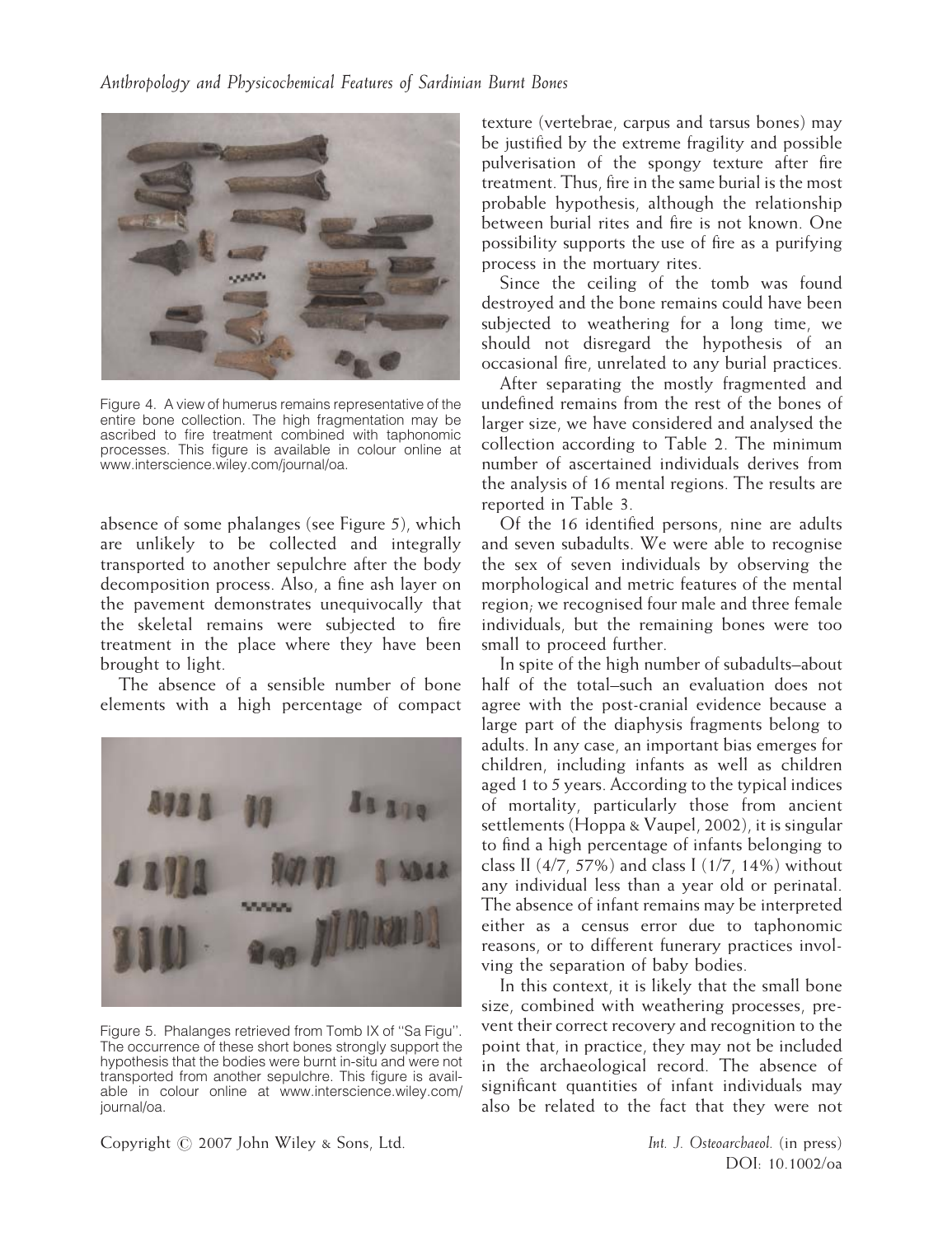Figure 4. A view of humerus remains representative of the entire bone collection. The high fragmentation may be ascribed to fire treatment combined with taphonomic processes. This figure is available in colour online at www.interscience.wiley.com/journal/oa.

absence of some phalanges (see Figure 5), which are unlikely to be collected and integrally transported to another sepulchre after the body decomposition process. Also, a fine ash layer on the pavement demonstrates unequivocally that the skeletal remains were subjected to fire treatment in the place where they have been brought to light.

The absence of a sensible number of bone elements with a high percentage of compact texture (vertebrae, carpus and tarsus bones) may be justified by the extreme fragility and possible pulverisation of the spongy texture after fire treatment. Thus, fire in the same burial is the most probable hypothesis, although the relationship between burial rites and fire is not known. One possibility supports the use of fire as a purifying process in the mortuary rites.

Figure 5. Phalanges retrieved from Tomb IX of "Sa Figu". The occurrence of these short bones strongly support the hypothesis that the bodies were burnt in-situ and were not transported from another sepulchre. This figure is available in colour online at www.interscience.wiley.com/journal/oa.

Since the ceiling of the tomb was found destroyed and the bone remains could have been subjected to weathering for a long time, we should not disregard the hypothesis of an occasional fire, unrelated to any burial practices.

After separating the mostly fragmented and undefined remains from the rest of the bones of larger size, we have considered and analysed the collection according to Table 2. The minimum number of ascertained individuals derives from the analysis of 16 mental regions. The results are reported in Table 3.

Of the 16 identified persons, nine are adults and seven subadults. We were able to recognise the sex of seven individuals by observing the morphological and metric features of the mental region; we recognised four male and three female individuals, but the remaining bones were too small to proceed further.

In spite of the high number of subadults–about half of the total–such an evaluation does not agree with the post-cranial evidence because a large part of the diaphysis fragments belong to adults. In any case, an important bias emerges for children, including infants as well as children aged 1 to 5 years. According to the typical indices of mortality, particularly those from ancient settlements (Hoppa & Vaupel, 2002), it is singular to find a high percentage of infants belonging to class II (4/7, 57%) and class I (1/7, 14%) without any individual less than a year old or perinatal. The absence of infant remains may be interpreted either as a census error due to taphonomic reasons, or to different funerary practices involving the separation of baby bodies.

In this context, it is likely that the small bone size, combined with weathering processes, prevent their correct recovery and recognition to the point that, in practice, they may not be included in the archaeological record. The absence of significant quantities of infant individuals may also be related to the fact that they were not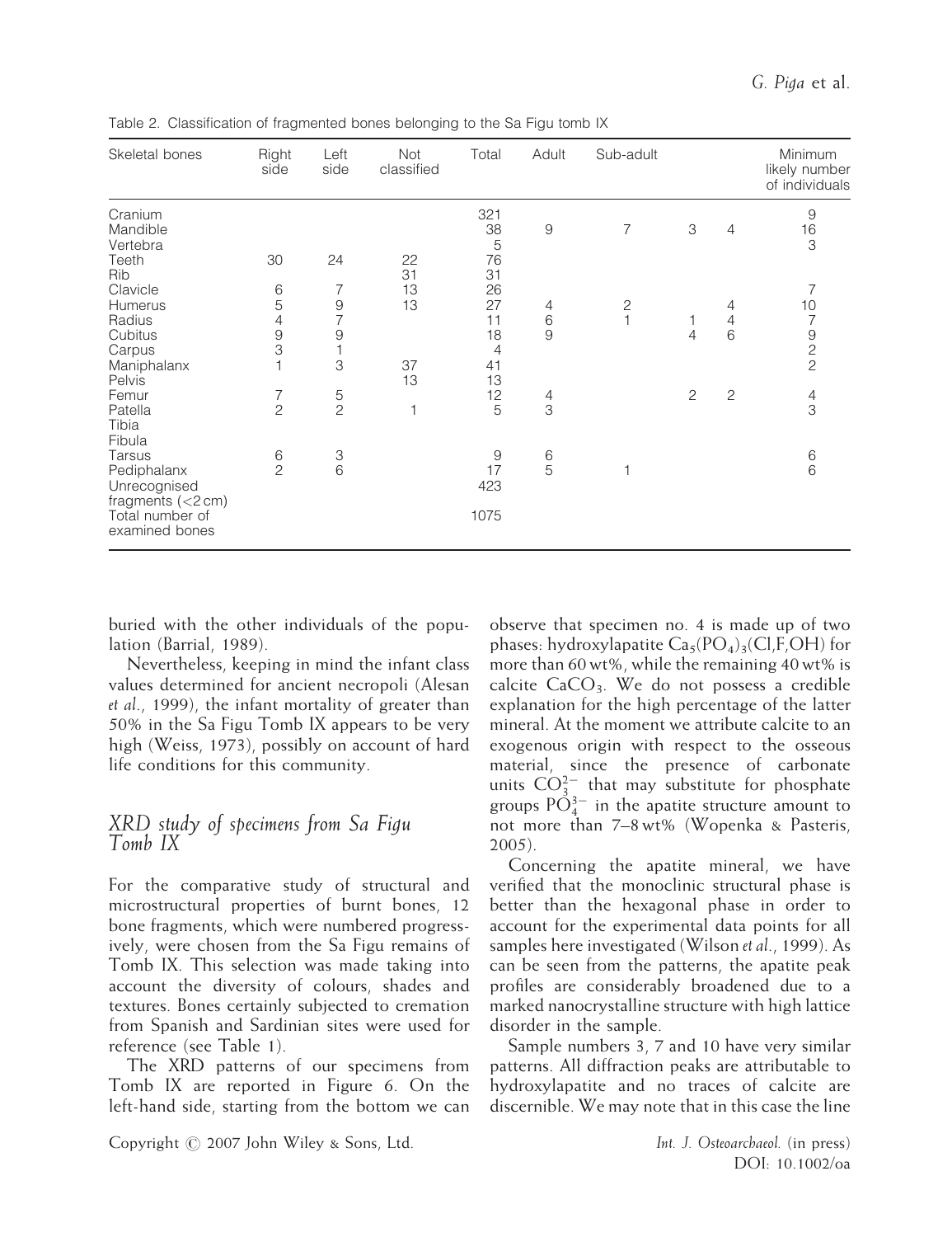Table 2. Classification of fragmented bones belonging to the Sa Figu tomb IX

| Skeletal bones | Right side | Left side | Not classified | Total | Adult | Sub-adult | | | Minimum likely number of individuals |
|---|---|---|---|---|---|---|---|---|---|
| Cranium | | | | 321 | | | | | 9 |
| Mandible | | | | 38 | 9 | 7 | 3 | 4 | 16 |
| Vertebra | | | | 5 | | | | | 3 |
| Teeth | 30 | 24 | 22 | 76 | | | | | |
| Rib | | | 31 | 31 | | | | | |
| Clavicle | 6 | 7 | 13 | 26 | | | | | 7 |
| Humerus | 5 | 9 | 13 | 27 | 4 | 2 | | 4 | 10 |
| Radius | 4 | 7 | | 11 | 6 | 1 | 1 | 4 | 7 |
| Cubitus | 9 | 9 | | 18 | 9 | | 4 | 6 | 9 |
| Carpus | 3 | 1 | | 4 | | | | | 2 |
| Maniphalanx | 1 | 3 | 37 | 41 | | | | | 2 |
| Pelvis | | | 13 | 13 | | | | | |
| Femur | 7 | 5 | | 12 | 4 | | 2 | 2 | 4 |
| Patella | 2 | 2 | 1 | 5 | 3 | | | | 3 |
| Tibia | | | | | | | | | |
| Fibula | | | | | | | | | |
| Tarsus | 6 | 3 | | 9 | 6 | | | | 6 |
| Pediphalanx | 2 | 6 | | 17 | 5 | 1 | | | 6 |
| Unrecognised fragments (<2 cm) | | | | 423 | | | | | |
| Total number of examined bones | | | | 1075 | | | | | |

buried with the other individuals of the population (Barrial, 1989).

Nevertheless, keeping in mind the infant class values determined for ancient necropoli (Alesan *et al.*, 1999), the infant mortality of greater than 50% in the Sa Figu Tomb IX appears to be very high (Weiss, 1973), possibly on account of hard life conditions for this community.

## XRD study of specimens from Sa Figu Tomb IX

For the comparative study of structural and microstructural properties of burnt bones, 12 bone fragments, which were numbered progressively, were chosen from the Sa Figu remains of Tomb IX. This selection was made taking into account the diversity of colours, shades and textures. Bones certainly subjected to cremation from Spanish and Sardinian sites were used for reference (see Table 1).

The XRD patterns of our specimens from Tomb IX are reported in Figure 6. On the left-hand side, starting from the bottom we can observe that specimen no. 4 is made up of two phases: hydroxylapatite $Ca_5(PO_4)_3(Cl,F,OH)$ for more than 60 wt%, while the remaining 40 wt% is calcite $CaCO_3$. We do not possess a credible explanation for the high percentage of the latter mineral. At the moment we attribute calcite to an exogenous origin with respect to the osseous material, since the presence of carbonate units $CO_3^{2-}$ that may substitute for phosphate groups $PO_4^{3-}$ in the apatite structure amount to not more than 7–8 wt% (Wopenka & Pasteris, 2005).

Concerning the apatite mineral, we have verified that the monoclinic structural phase is better than the hexagonal phase in order to account for the experimental data points for all samples here investigated (Wilson *et al.*, 1999). As can be seen from the patterns, the apatite peak profiles are considerably broadened due to a marked nanocrystalline structure with high lattice disorder in the sample.

Sample numbers 3, 7 and 10 have very similar patterns. All diffraction peaks are attributable to hydroxylapatite and no traces of calcite are discernible. We may note that in this case the line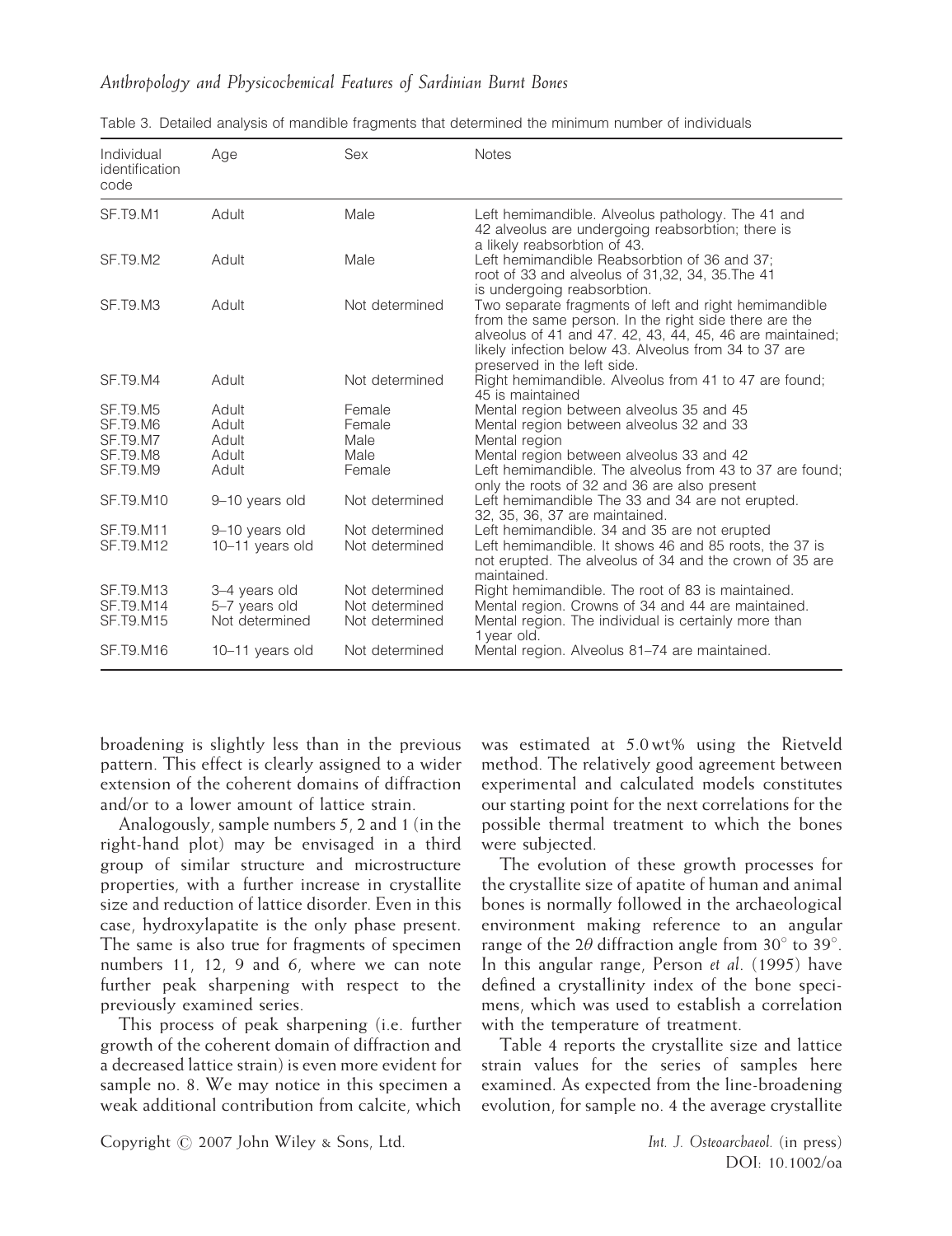Table 3. Detailed analysis of mandible fragments that determined the minimum number of individuals

| Individual identification code | Age | Sex | Notes |
|---|---|---|---|
| SF.T9.M1 | Adult | Male | Left hemimandible. Alveolus pathology. The 41 and 42 alveolus are undergoing reabsorbtion; there is a likely reabsorbtion of 43. |
| SF.T9.M2 | Adult | Male | Left hemimandible Reabsorbtion of 36 and 37; root of 33 and alveolus of 31,32, 34, 35.The 41 is undergoing reabsorbtion. |
| SF.T9.M3 | Adult | Not determined | Two separate fragments of left and right hemimandible from the same person. In the right side there are the alveolus of 41 and 47. 42, 43, 44, 45, 46 are maintained; likely infection below 43. Alveolus from 34 to 37 are preserved in the left side. |
| SF.T9.M4 | Adult | Not determined | Right hemimandible. Alveolus from 41 to 47 are found; 45 is maintained |
| SF.T9.M5 | Adult | Female | Mental region between alveolus 35 and 45 |
| SF.T9.M6 | Adult | Female | Mental region between alveolus 32 and 33 |
| SF.T9.M7 | Adult | Male | Mental region |
| SF.T9.M8 | Adult | Male | Mental region between alveolus 33 and 42 |
| SF.T9.M9 | Adult | Female | Left hemimandible. The alveolus from 43 to 37 are found; only the roots of 32 and 36 are also present |
| SF.T9.M10 | 9–10 years old | Not determined | Left hemimandible The 33 and 34 are not erupted. 32, 35, 36, 37 are maintained. |
| SF.T9.M11 | 9–10 years old | Not determined | Left hemimandible. 34 and 35 are not erupted |
| SF.T9.M12 | 10–11 years old | Not determined | Left hemimandible. It shows 46 and 85 roots, the 37 is not erupted. The alveolus of 34 and the crown of 35 are maintained. |
| SF.T9.M13 | 3–4 years old | Not determined | Right hemimandible. The root of 83 is maintained. |
| SF.T9.M14 | 5–7 years old | Not determined | Mental region. Crowns of 34 and 44 are maintained. |
| SF.T9.M15 | Not determined | Not determined | Mental region. The individual is certainly more than 1 year old. |
| SF.T9.M16 | 10–11 years old | Not determined | Mental region. Alveolus 81–74 are maintained. |

broadening is slightly less than in the previous pattern. This effect is clearly assigned to a wider extension of the coherent domains of diffraction and/or to a lower amount of lattice strain.

Analogously, sample numbers 5, 2 and 1 (in the right-hand plot) may be envisaged in a third group of similar structure and microstructure properties, with a further increase in crystallite size and reduction of lattice disorder. Even in this case, hydroxylapatite is the only phase present. The same is also true for fragments of specimen numbers 11, 12, 9 and 6, where we can note further peak sharpening with respect to the previously examined series.

This process of peak sharpening (i.e. further growth of the coherent domain of diffraction and a decreased lattice strain) is even more evident for sample no. 8. We may notice in this specimen a weak additional contribution from calcite, which was estimated at 5.0 wt% using the Rietveld method. The relatively good agreement between experimental and calculated models constitutes our starting point for the next correlations for the possible thermal treatment to which the bones were subjected.

The evolution of these growth processes for the crystallite size of apatite of human and animal bones is normally followed in the archaeological environment making reference to an angular range of the $2\theta$ diffraction angle from 30° to 39°. In this angular range, Person *et al.* (1995) have defined a crystallinity index of the bone specimens, which was used to establish a correlation with the temperature of treatment.

Table 4 reports the crystallite size and lattice strain values for the series of samples here examined. As expected from the line-broadening evolution, for sample no. 4 the average crystallite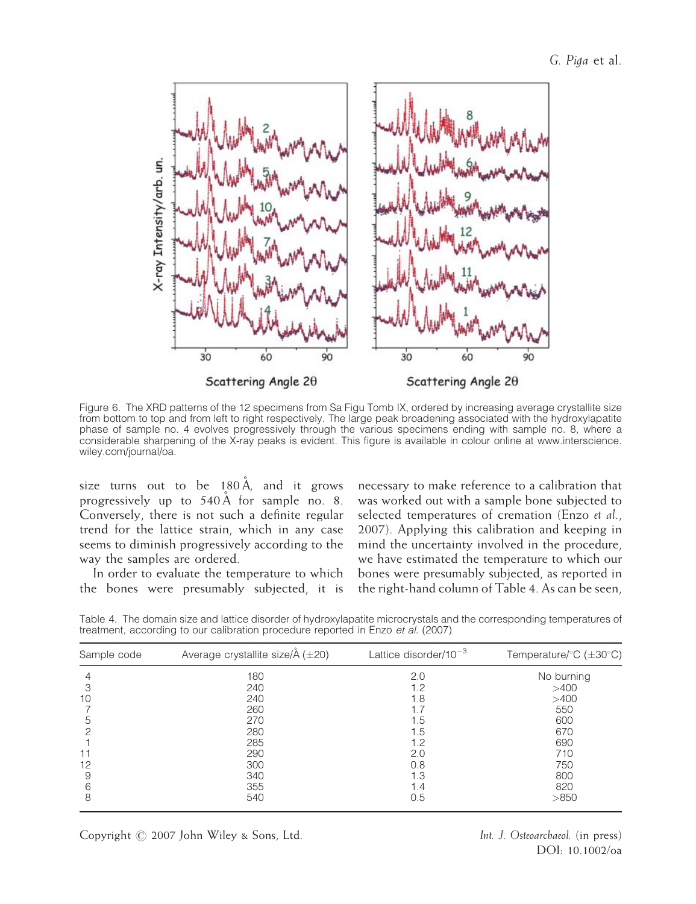Figure 6. The XRD patterns of the 12 specimens from Sa Figu Tomb IX, ordered by increasing average crystallite size from bottom to top and from left to right respectively. The large peak broadening associated with the hydroxylapatite phase of sample no. 4 evolves progressively through the various specimens ending with sample no. 8, where a considerable sharpening of the X-ray peaks is evident. This figure is available in colour online at www.interscience.wiley.com/journal/oa.

size turns out to be 180 Å, and it grows progressively up to 540 Å for sample no. 8. Conversely, there is not such a definite regular trend for the lattice strain, which in any case seems to diminish progressively according to the way the samples are ordered.

In order to evaluate the temperature to which the bones were presumably subjected, it is necessary to make reference to a calibration that was worked out with a sample bone subjected to selected temperatures of cremation (Enzo *et al.*, 2007). Applying this calibration and keeping in mind the uncertainty involved in the procedure, we have estimated the temperature to which our bones were presumably subjected, as reported in the right-hand column of Table 4. As can be seen,

Table 4. The domain size and lattice disorder of hydroxylapatite microcrystals and the corresponding temperatures of treatment, according to our calibration procedure reported in Enzo *et al.* (2007)

| Sample code | Average crystallite size/Å (±20) | Lattice disorder/$10^{-3}$ | Temperature/°C (±30°C) |
|---|---|---|---|
| 4 | 180 | 2.0 | No burning |
| 3 | 240 | 1.2 | >400 |
| 10 | 240 | 1.8 | >400 |
| 7 | 260 | 1.7 | 550 |
| 5 | 270 | 1.5 | 600 |
| 2 | 280 | 1.5 | 670 |
| 1 | 285 | 1.2 | 690 |
| 11 | 290 | 2.0 | 710 |
| 12 | 300 | 0.8 | 750 |
| 9 | 340 | 1.3 | 800 |
| 6 | 355 | 1.4 | 820 |
| 8 | 540 | 0.5 | >850 |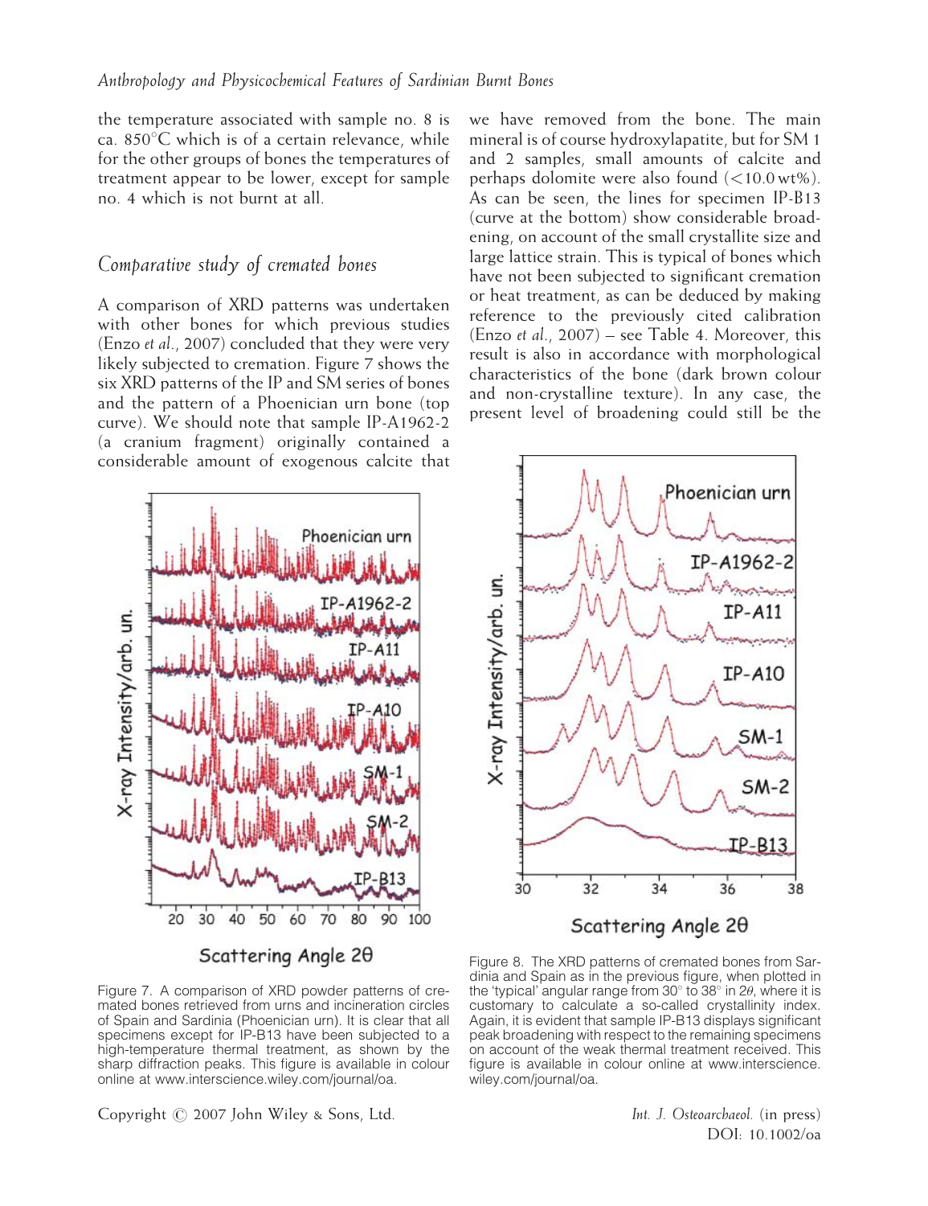the temperature associated with sample no. 8 is ca. 850°C which is of a certain relevance, while for the other groups of bones the temperatures of treatment appear to be lower, except for sample no. 4 which is not burnt at all.

## Comparative study of cremated bones

A comparison of XRD patterns was undertaken with other bones for which previous studies (Enzo *et al.*, 2007) concluded that they were very likely subjected to cremation. Figure 7 shows the six XRD patterns of the IP and SM series of bones and the pattern of a Phoenician urn bone (top curve). We should note that sample IP-A1962-2 (a cranium fragment) originally contained a considerable amount of exogenous calcite that we have removed from the bone. The main mineral is of course hydroxylapatite, but for SM 1 and 2 samples, small amounts of calcite and perhaps dolomite were also found (<10.0 wt%). As can be seen, the lines for specimen IP-B13 (curve at the bottom) show considerable broadening, on account of the small crystallite size and large lattice strain. This is typical of bones which have not been subjected to significant cremation or heat treatment, as can be deduced by making reference to the previously cited calibration (Enzo *et al.*, 2007) – see Table 4. Moreover, this result is also in accordance with morphological characteristics of the bone (dark brown colour and non-crystalline texture). In any case, the present level of broadening could still be the

Figure 7. A comparison of XRD powder patterns of cremated bones retrieved from urns and incineration circles of Spain and Sardinia (Phoenician urn). It is clear that all specimens except for IP-B13 have been subjected to a high-temperature thermal treatment, as shown by the sharp diffraction peaks. This figure is available in colour online at www.interscience.wiley.com/journal/oa.

Figure 8. The XRD patterns of cremated bones from Sardinia and Spain as in the previous figure, when plotted in the 'typical' angular range from 30° to 38° in $2\theta$, where it is customary to calculate a so-called crystallinity index. Again, it is evident that sample IP-B13 displays significant peak broadening with respect to the remaining specimens on account of the weak thermal treatment received. This figure is available in colour online at www.interscience.wiley.com/journal/oa.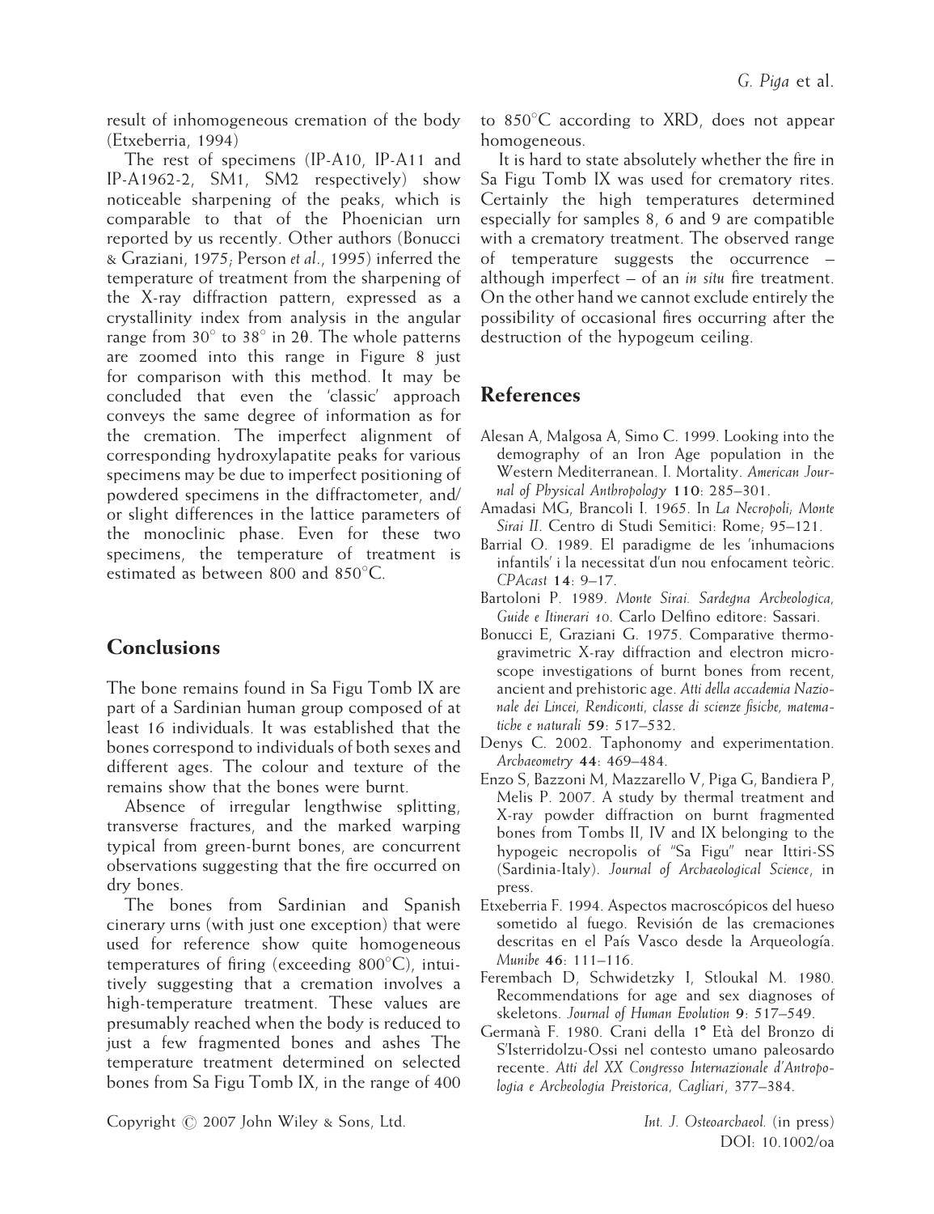result of inhomogeneous cremation of the body (Etxeberria, 1994)

The rest of specimens (IP-A10, IP-A11 and IP-A1962-2, SM1, SM2 respectively) show noticeable sharpening of the peaks, which is comparable to that of the Phoenician urn reported by us recently. Other authors (Bonucci & Graziani, 1975; Person *et al*., 1995) inferred the temperature of treatment from the sharpening of the X-ray diffraction pattern, expressed as a crystallinity index from analysis in the angular range from 30° to 38° in 2θ. The whole patterns are zoomed into this range in Figure 8 just for comparison with this method. It may be concluded that even the 'classic' approach conveys the same degree of information as for the cremation. The imperfect alignment of corresponding hydroxylapatite peaks for various specimens may be due to imperfect positioning of powdered specimens in the diffractometer, and/or slight differences in the lattice parameters of the monoclinic phase. Even for these two specimens, the temperature of treatment is estimated as between 800 and 850°C.

## Conclusions

The bone remains found in Sa Figu Tomb IX are part of a Sardinian human group composed of at least 16 individuals. It was established that the bones correspond to individuals of both sexes and different ages. The colour and texture of the remains show that the bones were burnt.

Absence of irregular lengthwise splitting, transverse fractures, and the marked warping typical from green-burnt bones, are concurrent observations suggesting that the fire occurred on dry bones.

The bones from Sardinian and Spanish cinerary urns (with just one exception) that were used for reference show quite homogeneous temperatures of firing (exceeding 800°C), intuitively suggesting that a cremation involves a high-temperature treatment. These values are presumably reached when the body is reduced to just a few fragmented bones and ashes The temperature treatment determined on selected bones from Sa Figu Tomb IX, in the range of 400 to 850°C according to XRD, does not appear homogeneous.

It is hard to state absolutely whether the fire in Sa Figu Tomb IX was used for crematory rites. Certainly the high temperatures determined especially for samples 8, 6 and 9 are compatible with a crematory treatment. The observed range of temperature suggests the occurrence – although imperfect – of an *in situ* fire treatment. On the other hand we cannot exclude entirely the possibility of occasional fires occurring after the destruction of the hypogeum ceiling.

## References

Alesan A, Malgosa A, Simo C. 1999. Looking into the demography of an Iron Age population in the Western Mediterranean. I. Mortality. *American Journal of Physical Anthropology* **110**: 285–301.

Amadasi MG, Brancoli I. 1965. In *La Necropoli; Monte Sirai II*. Centro di Studi Semitici: Rome; 95–121.

Barrial O. 1989. El paradigme de les 'inhumacions infantils' i la necessitat d'un nou enfocament teòric. *CPAcast* **14**: 9–17.

Bartoloni P. 1989. *Monte Sirai. Sardegna Archeologica, Guide e Itinerari 10*. Carlo Delfino editore: Sassari.

Bonucci E, Graziani G. 1975. Comparative thermogravimetric X-ray diffraction and electron microscope investigations of burnt bones from recent, ancient and prehistoric age. *Atti della accademia Nazionale dei Lincei, Rendiconti, classe di scienze fisiche, matematiche e naturali* **59**: 517–532.

Denys C. 2002. Taphonomy and experimentation. *Archaeometry* **44**: 469–484.

Enzo S, Bazzoni M, Mazzarello V, Piga G, Bandiera P, Melis P. 2007. A study by thermal treatment and X-ray powder diffraction on burnt fragmented bones from Tombs II, IV and IX belonging to the hypogeic necropolis of "Sa Figu" near Ittiri-SS (Sardinia-Italy). *Journal of Archaeological Science*, in press.

Etxeberria F. 1994. Aspectos macroscópicos del hueso sometido al fuego. Revisión de las cremaciones descritas en el País Vasco desde la Arqueología. *Munibe* **46**: 111–116.

Ferembach D, Schwidetzky I, Stloukal M. 1980. Recommendations for age and sex diagnoses of skeletons. *Journal of Human Evolution* **9**: 517–549.

Germanà F. 1980. Crani della 1° Età del Bronzo di S'Isterridolzu-Ossi nel contesto umano paleosardo recente. *Atti del XX Congresso Internazionale d'Antropologia e Archeologia Preistorica, Cagliari*, 377–384.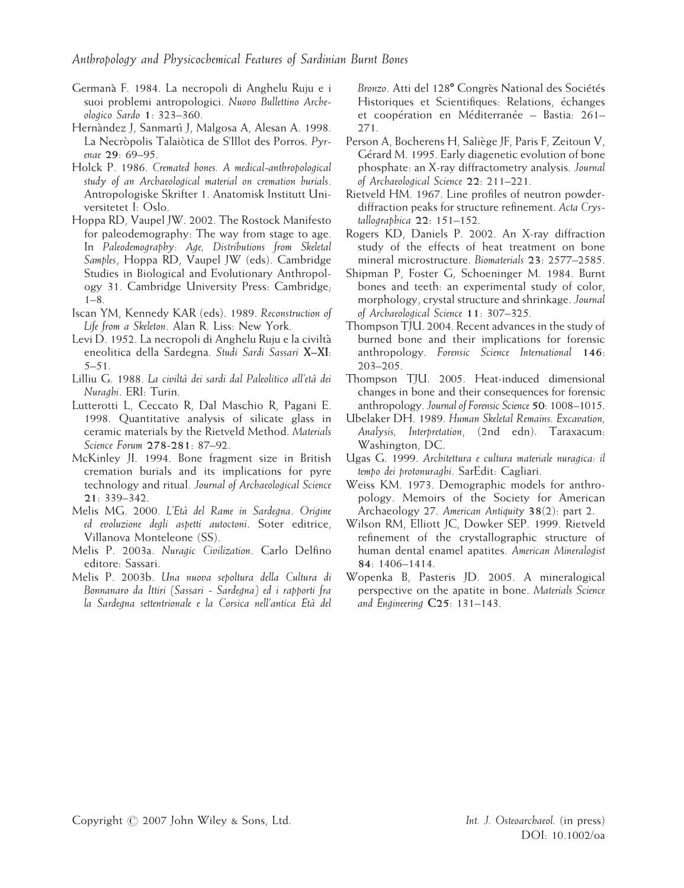Germanà F. 1984. La necropoli di Anghelu Ruju e i suoi problemi antropologici. *Nuovo Bullettino Archeologico Sardo* **1**: 323–360.

Hernàndez J, Sanmartì J, Malgosa A, Alesan A. 1998. La Necròpolis Talaiòtica de S'Illot des Porros. *Pyrenae* **29**: 69–95.

Holck P. 1986. *Cremated bones. A medical-anthropological study of an Archaeological material on cremation burials*. Antropologiske Skrifter 1. Anatomisk Institutt Universitetet I: Oslo.

Hoppa RD, Vaupel JW. 2002. The Rostock Manifesto for paleodemography: The way from stage to age. In *Paleodemography: Age, Distributions from Skeletal Samples*, Hoppa RD, Vaupel JW (eds). Cambridge Studies in Biological and Evolutionary Anthropology 31. Cambridge University Press: Cambridge; 1–8.

Iscan YM, Kennedy KAR (eds). 1989. *Reconstruction of Life from a Skeleton*. Alan R. Liss: New York.

Levi D. 1952. La necropoli di Anghelu Ruju e la civiltà eneolitica della Sardegna. *Studi Sardi Sassari* **X–XI**: 5–51.

Lilliu G. 1988. *La civiltà dei sardi dal Paleolitico all'età dei Nuraghi*. ERI: Turin.

Lutterotti L, Ceccato R, Dal Maschio R, Pagani E. 1998. Quantitative analysis of silicate glass in ceramic materials by the Rietveld Method. *Materials Science Forum* **278-281**: 87–92.

McKinley JI. 1994. Bone fragment size in British cremation burials and its implications for pyre technology and ritual. *Journal of Archaeological Science* **21**: 339–342.

Melis MG. 2000. *L'Età del Rame in Sardegna. Origine ed evoluzione degli aspetti autoctoni*. Soter editrice, Villanova Monteleone (SS).

Melis P. 2003a. *Nuragic Civilization*. Carlo Delfino editore: Sassari.

Melis P. 2003b. *Una nuova sepoltura della Cultura di Bonnanaro da Ittiri (Sassari - Sardegna) ed i rapporti fra la Sardegna settentrionale e la Corsica nell'antica Età del Bronzo*. Atti del 128° Congrès National des Sociétés Historiques et Scientifiques: Relations, échanges et coopération en Méditerranée – Bastia: 261–271.

Person A, Bocherens H, Saliège JF, Paris F, Zeitoun V, Gérard M. 1995. Early diagenetic evolution of bone phosphate: an X-ray diffractometry analysis. *Journal of Archaeological Science* **22**: 211–221.

Rietveld HM. 1967. Line profiles of neutron powder-diffraction peaks for structure refinement. *Acta Crystallographica* **22**: 151–152.

Rogers KD, Daniels P. 2002. An X-ray diffraction study of the effects of heat treatment on bone mineral microstructure. *Biomaterials* **23**: 2577–2585.

Shipman P, Foster G, Schoeninger M. 1984. Burnt bones and teeth: an experimental study of color, morphology, crystal structure and shrinkage. *Journal of Archaeological Science* **11**: 307–325.

Thompson TJU. 2004. Recent advances in the study of burned bone and their implications for forensic anthropology. *Forensic Science International* **146**: 203–205.

Thompson TJU. 2005. Heat-induced dimensional changes in bone and their consequences for forensic anthropology. *Journal of Forensic Science* **50**: 1008–1015.

Ubelaker DH. 1989. *Human Skeletal Remains. Excavation, Analysis, Interpretation*, (2nd edn). Taraxacum: Washington, DC.

Ugas G. 1999. *Architettura e cultura materiale nuragica: il tempo dei protonuraghi*. SarEdit: Cagliari.

Weiss KM. 1973. Demographic models for anthropology. Memoirs of the Society for American Archaeology 27. *American Antiquity* **38**(2): part 2.

Wilson RM, Elliott JC, Dowker SEP. 1999. Rietveld refinement of the crystallographic structure of human dental enamel apatites. *American Mineralogist* **84**: 1406–1414.

Wopenka B, Pasteris JD. 2005. A mineralogical perspective on the apatite in bone. *Materials Science and Engineering* **C25**: 131–143.